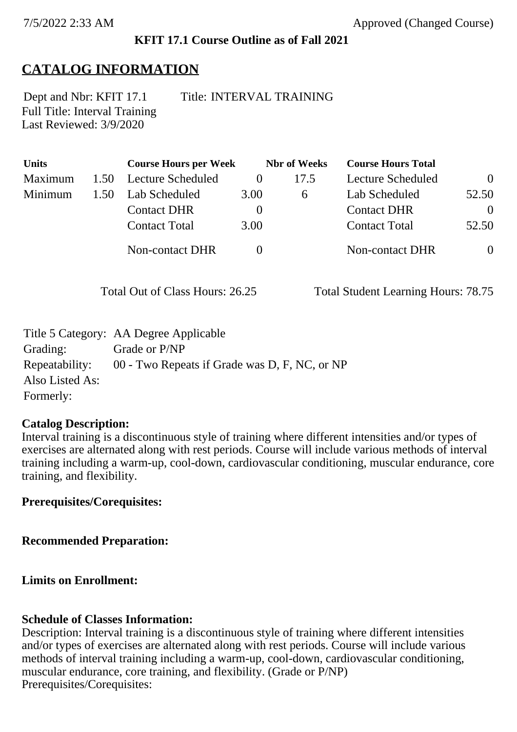7/5/2022 2:33 AM Approved (Changed Course)

**KFIT 17.1 Course Outline as of Fall 2021**

# CATALOG INFORMATION

Dept and Nbr: KFIT 17.1 Title: INTERVAL TRAINING
Full Title: Interval Training
Last Reviewed: 3/9/2020

| Units | | Course Hours per Week | | Nbr of Weeks | Course Hours Total | |
|---|---|---|---|---|---|---|
| Maximum | 1.50 | Lecture Scheduled | 0 | 17.5 | Lecture Scheduled | 0 |
| Minimum | 1.50 | Lab Scheduled | 3.00 | 6 | Lab Scheduled | 52.50 |
| | | Contact DHR | 0 | | Contact DHR | 0 |
| | | Contact Total | 3.00 | | Contact Total | 52.50 |
| | | Non-contact DHR | 0 | | Non-contact DHR | 0 |

Total Out of Class Hours: 26.25 Total Student Learning Hours: 78.75

Title 5 Category: AA Degree Applicable
Grading: Grade or P/NP
Repeatability: 00 - Two Repeats if Grade was D, F, NC, or NP
Also Listed As:
Formerly:

**Catalog Description:**
Interval training is a discontinuous style of training where different intensities and/or types of exercises are alternated along with rest periods. Course will include various methods of interval training including a warm-up, cool-down, cardiovascular conditioning, muscular endurance, core training, and flexibility.

**Prerequisites/Corequisites:**

**Recommended Preparation:**

**Limits on Enrollment:**

**Schedule of Classes Information:**
Description: Interval training is a discontinuous style of training where different intensities and/or types of exercises are alternated along with rest periods. Course will include various methods of interval training including a warm-up, cool-down, cardiovascular conditioning, muscular endurance, core training, and flexibility. (Grade or P/NP)
Prerequisites/Corequisites: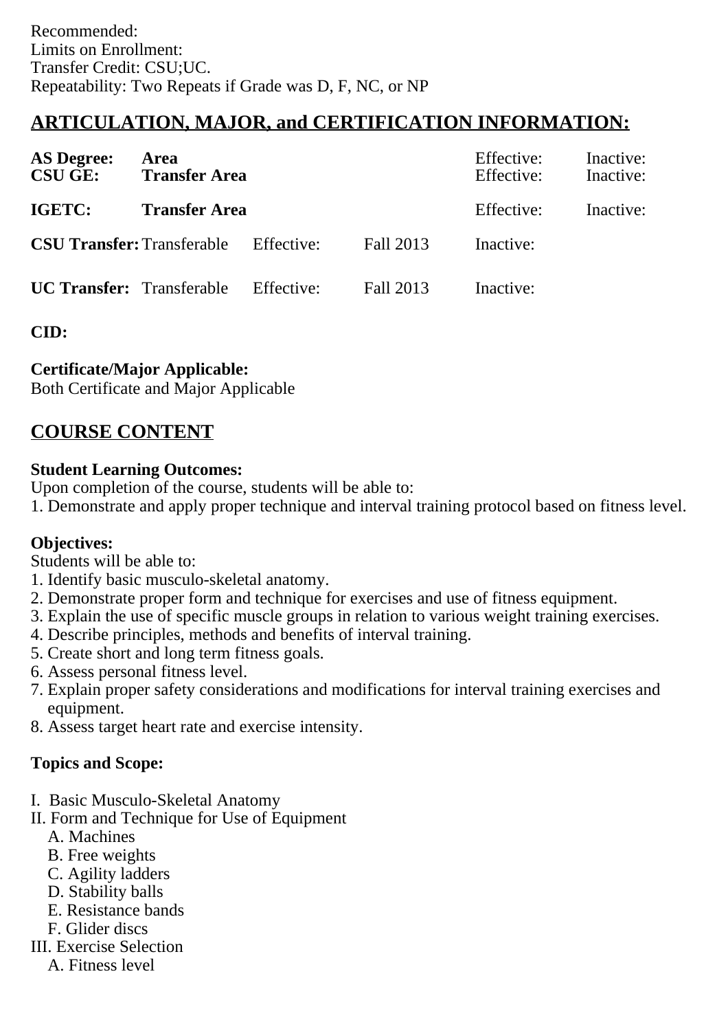Recommended:
Limits on Enrollment:
Transfer Credit: CSU;UC.
Repeatability: Two Repeats if Grade was D, F, NC, or NP

## ARTICULATION, MAJOR, and CERTIFICATION INFORMATION:

| | | | | | |
|---|---|---|---|---|---|
| **AS Degree:** | **Area** | | | Effective: | Inactive: |
| **CSU GE:** | **Transfer Area** | | | Effective: | Inactive: |
| **IGETC:** | **Transfer Area** | | | Effective: | Inactive: |
| **CSU Transfer:** | Transferable | Effective: | Fall 2013 | Inactive: | |
| **UC Transfer:** | Transferable | Effective: | Fall 2013 | Inactive: | |

**CID:**

**Certificate/Major Applicable:**
Both Certificate and Major Applicable

## COURSE CONTENT

**Student Learning Outcomes:**
Upon completion of the course, students will be able to:
1. Demonstrate and apply proper technique and interval training protocol based on fitness level.

**Objectives:**
Students will be able to:
1. Identify basic musculo-skeletal anatomy.
2. Demonstrate proper form and technique for exercises and use of fitness equipment.
3. Explain the use of specific muscle groups in relation to various weight training exercises.
4. Describe principles, methods and benefits of interval training.
5. Create short and long term fitness goals.
6. Assess personal fitness level.
7. Explain proper safety considerations and modifications for interval training exercises and equipment.
8. Assess target heart rate and exercise intensity.

**Topics and Scope:**

I. Basic Musculo-Skeletal Anatomy
II. Form and Technique for Use of Equipment
   A. Machines
   B. Free weights
   C. Agility ladders
   D. Stability balls
   E. Resistance bands
   F. Glider discs
III. Exercise Selection
   A. Fitness level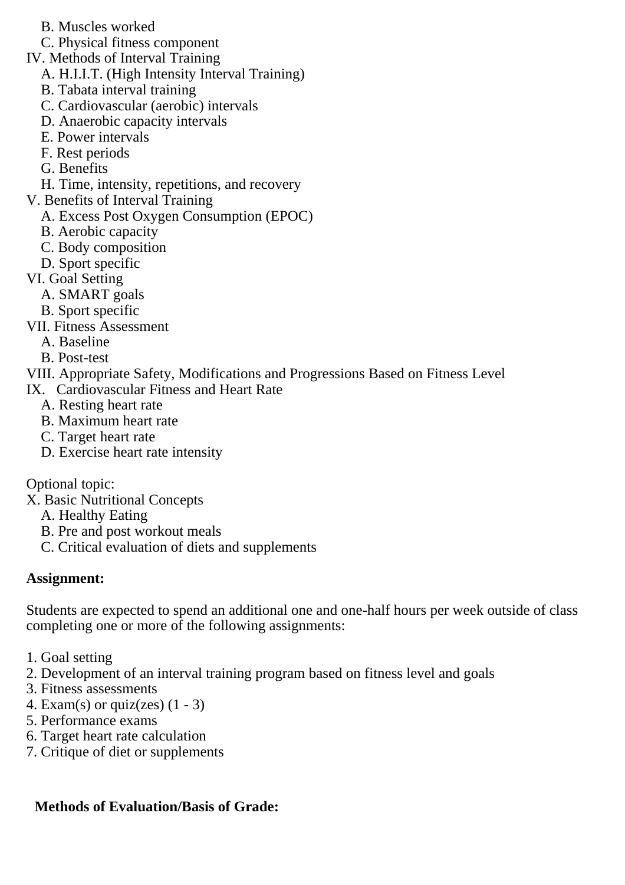B. Muscles worked
   C. Physical fitness component

IV. Methods of Interval Training
   A. H.I.I.T. (High Intensity Interval Training)
   B. Tabata interval training
   C. Cardiovascular (aerobic) intervals
   D. Anaerobic capacity intervals
   E. Power intervals
   F. Rest periods
   G. Benefits
   H. Time, intensity, repetitions, and recovery

V. Benefits of Interval Training
   A. Excess Post Oxygen Consumption (EPOC)
   B. Aerobic capacity
   C. Body composition
   D. Sport specific

VI. Goal Setting
   A. SMART goals
   B. Sport specific

VII. Fitness Assessment
   A. Baseline
   B. Post-test

VIII. Appropriate Safety, Modifications and Progressions Based on Fitness Level

IX. Cardiovascular Fitness and Heart Rate
   A. Resting heart rate
   B. Maximum heart rate
   C. Target heart rate
   D. Exercise heart rate intensity

Optional topic:

X. Basic Nutritional Concepts
   A. Healthy Eating
   B. Pre and post workout meals
   C. Critical evaluation of diets and supplements

**Assignment:**

Students are expected to spend an additional one and one-half hours per week outside of class completing one or more of the following assignments:

1. Goal setting
2. Development of an interval training program based on fitness level and goals
3. Fitness assessments
4. Exam(s) or quiz(zes) (1 - 3)
5. Performance exams
6. Target heart rate calculation
7. Critique of diet or supplements

**Methods of Evaluation/Basis of Grade:**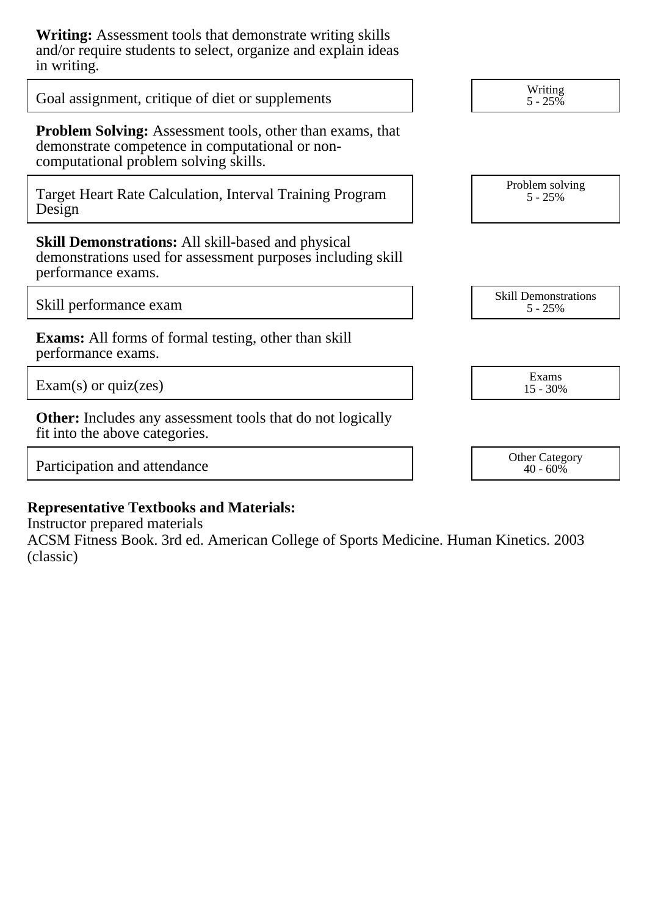**Writing:** Assessment tools that demonstrate writing skills and/or require students to select, organize and explain ideas in writing.

| | |
|---|---|
| Goal assignment, critique of diet or supplements | Writing<br>5 - 25% |

**Problem Solving:** Assessment tools, other than exams, that demonstrate competence in computational or non-computational problem solving skills.

| | |
|---|---|
| Target Heart Rate Calculation, Interval Training Program Design | Problem solving<br>5 - 25% |

**Skill Demonstrations:** All skill-based and physical demonstrations used for assessment purposes including skill performance exams.

| | |
|---|---|
| Skill performance exam | Skill Demonstrations<br>5 - 25% |

**Exams:** All forms of formal testing, other than skill performance exams.

| | |
|---|---|
| Exam(s) or quiz(zes) | Exams<br>15 - 30% |

**Other:** Includes any assessment tools that do not logically fit into the above categories.

| | |
|---|---|
| Participation and attendance | Other Category<br>40 - 60% |

**Representative Textbooks and Materials:**

Instructor prepared materials

ACSM Fitness Book. 3rd ed. American College of Sports Medicine. Human Kinetics. 2003 (classic)